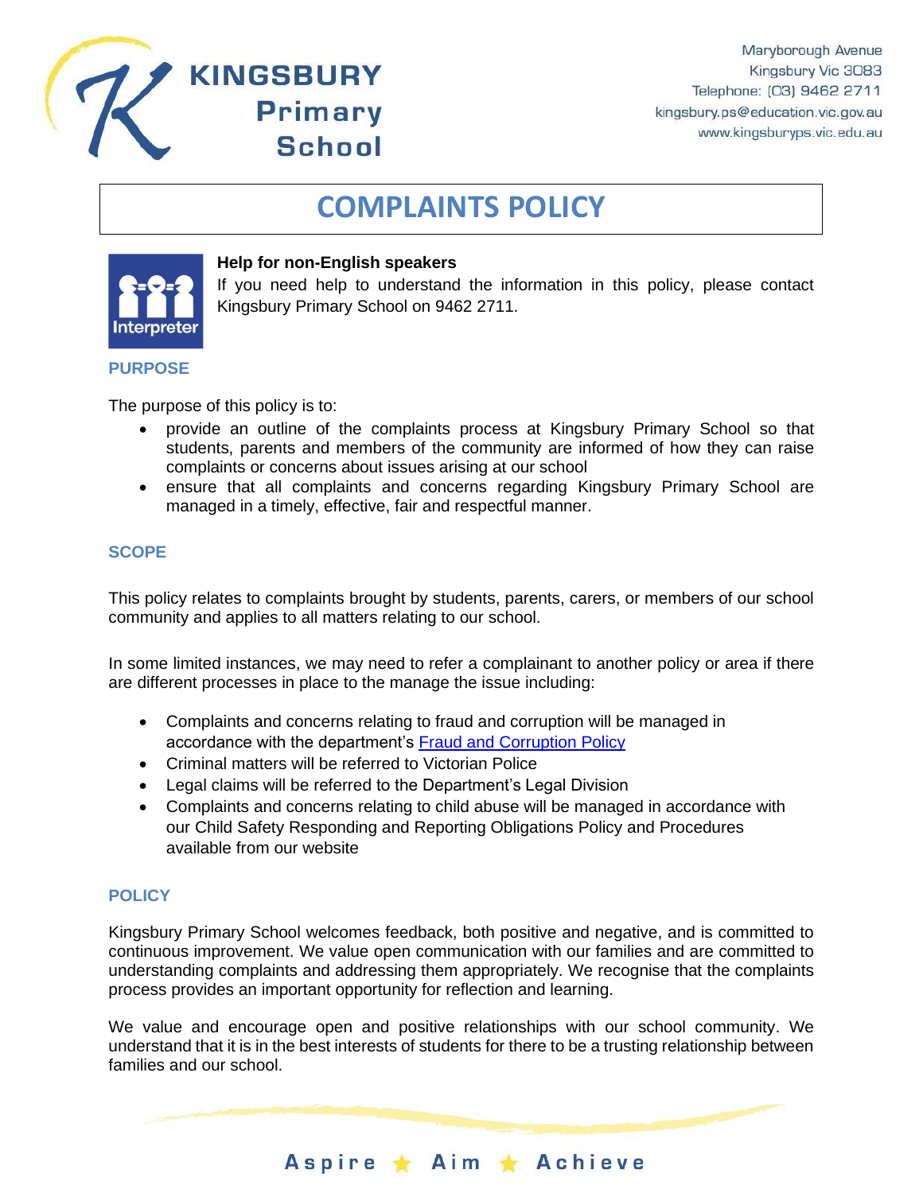# KINGSBURY Primary School

Maryborough Avenue
Kingsbury Vic 3083
Telephone: (03) 9462 2711
kingsbury.ps@education.vic.gov.au
www.kingsburyps.vic.edu.au

# COMPLAINTS POLICY

**Help for non-English speakers**
If you need help to understand the information in this policy, please contact Kingsbury Primary School on 9462 2711.

## PURPOSE

The purpose of this policy is to:

- provide an outline of the complaints process at Kingsbury Primary School so that students, parents and members of the community are informed of how they can raise complaints or concerns about issues arising at our school
- ensure that all complaints and concerns regarding Kingsbury Primary School are managed in a timely, effective, fair and respectful manner.

## SCOPE

This policy relates to complaints brought by students, parents, carers, or members of our school community and applies to all matters relating to our school.

In some limited instances, we may need to refer a complainant to another policy or area if there are different processes in place to the manage the issue including:

- Complaints and concerns relating to fraud and corruption will be managed in accordance with the department's [Fraud and Corruption Policy]
- Criminal matters will be referred to Victorian Police
- Legal claims will be referred to the Department's Legal Division
- Complaints and concerns relating to child abuse will be managed in accordance with our Child Safety Responding and Reporting Obligations Policy and Procedures available from our website

## POLICY

Kingsbury Primary School welcomes feedback, both positive and negative, and is committed to continuous improvement. We value open communication with our families and are committed to understanding complaints and addressing them appropriately. We recognise that the complaints process provides an important opportunity for reflection and learning.

We value and encourage open and positive relationships with our school community. We understand that it is in the best interests of students for there to be a trusting relationship between families and our school.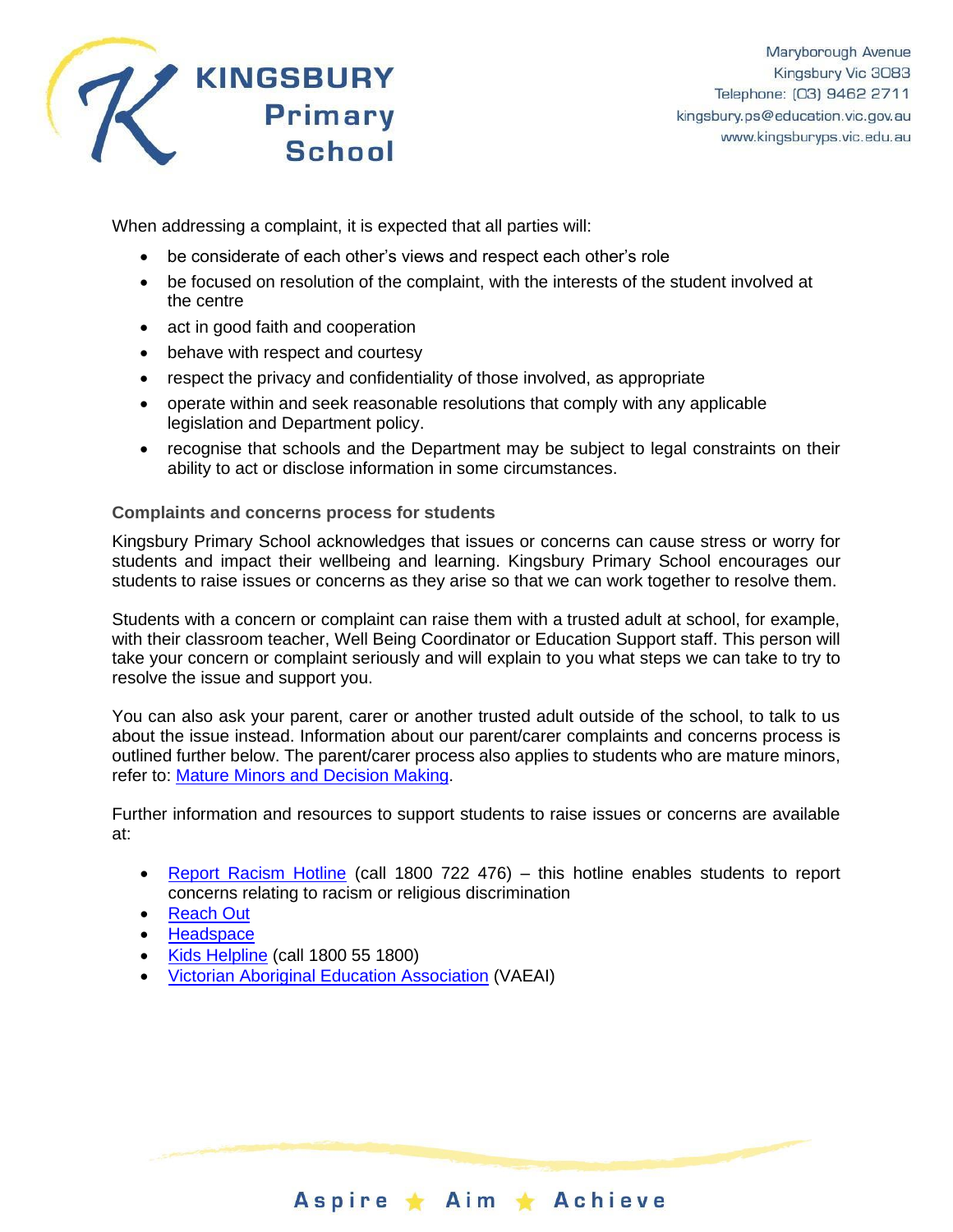When addressing a complaint, it is expected that all parties will:

- be considerate of each other's views and respect each other's role
- be focused on resolution of the complaint, with the interests of the student involved at the centre
- act in good faith and cooperation
- behave with respect and courtesy
- respect the privacy and confidentiality of those involved, as appropriate
- operate within and seek reasonable resolutions that comply with any applicable legislation and Department policy.
- recognise that schools and the Department may be subject to legal constraints on their ability to act or disclose information in some circumstances.

### Complaints and concerns process for students

Kingsbury Primary School acknowledges that issues or concerns can cause stress or worry for students and impact their wellbeing and learning. Kingsbury Primary School encourages our students to raise issues or concerns as they arise so that we can work together to resolve them.

Students with a concern or complaint can raise them with a trusted adult at school, for example, with their classroom teacher, Well Being Coordinator or Education Support staff. This person will take your concern or complaint seriously and will explain to you what steps we can take to try to resolve the issue and support you.

You can also ask your parent, carer or another trusted adult outside of the school, to talk to us about the issue instead. Information about our parent/carer complaints and concerns process is outlined further below. The parent/carer process also applies to students who are mature minors, refer to: Mature Minors and Decision Making.

Further information and resources to support students to raise issues or concerns are available at:

- Report Racism Hotline (call 1800 722 476) – this hotline enables students to report concerns relating to racism or religious discrimination
- Reach Out
- Headspace
- Kids Helpline (call 1800 55 1800)
- Victorian Aboriginal Education Association (VAEAI)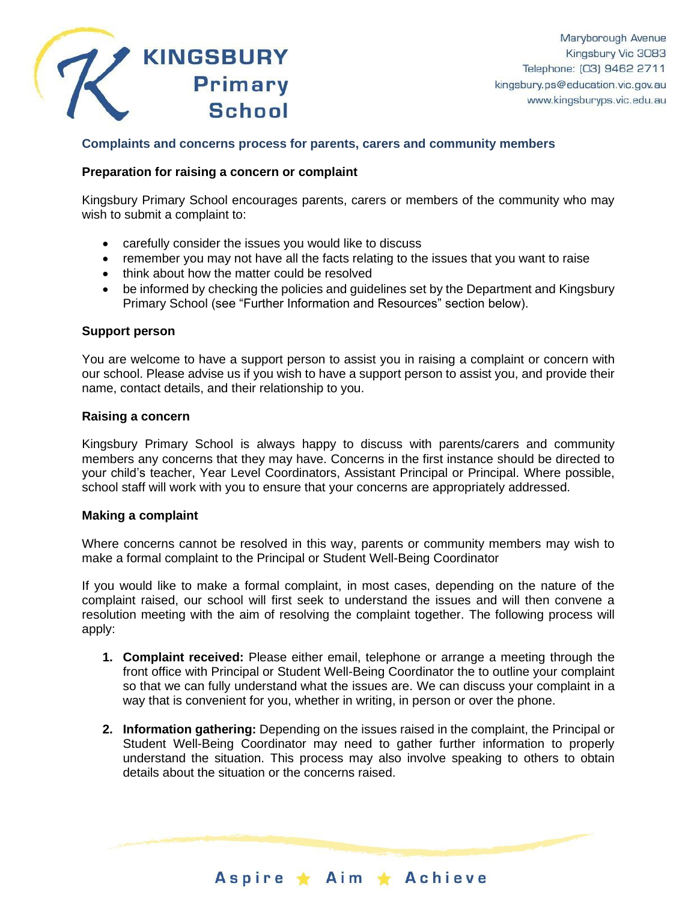## Complaints and concerns process for parents, carers and community members

### Preparation for raising a concern or complaint

Kingsbury Primary School encourages parents, carers or members of the community who may wish to submit a complaint to:

- carefully consider the issues you would like to discuss
- remember you may not have all the facts relating to the issues that you want to raise
- think about how the matter could be resolved
- be informed by checking the policies and guidelines set by the Department and Kingsbury Primary School (see "Further Information and Resources" section below).

### Support person

You are welcome to have a support person to assist you in raising a complaint or concern with our school. Please advise us if you wish to have a support person to assist you, and provide their name, contact details, and their relationship to you.

### Raising a concern

Kingsbury Primary School is always happy to discuss with parents/carers and community members any concerns that they may have. Concerns in the first instance should be directed to your child's teacher, Year Level Coordinators, Assistant Principal or Principal. Where possible, school staff will work with you to ensure that your concerns are appropriately addressed.

### Making a complaint

Where concerns cannot be resolved in this way, parents or community members may wish to make a formal complaint to the Principal or Student Well-Being Coordinator

If you would like to make a formal complaint, in most cases, depending on the nature of the complaint raised, our school will first seek to understand the issues and will then convene a resolution meeting with the aim of resolving the complaint together. The following process will apply:

1. **Complaint received:** Please either email, telephone or arrange a meeting through the front office with Principal or Student Well-Being Coordinator the to outline your complaint so that we can fully understand what the issues are. We can discuss your complaint in a way that is convenient for you, whether in writing, in person or over the phone.

2. **Information gathering:** Depending on the issues raised in the complaint, the Principal or Student Well-Being Coordinator may need to gather further information to properly understand the situation. This process may also involve speaking to others to obtain details about the situation or the concerns raised.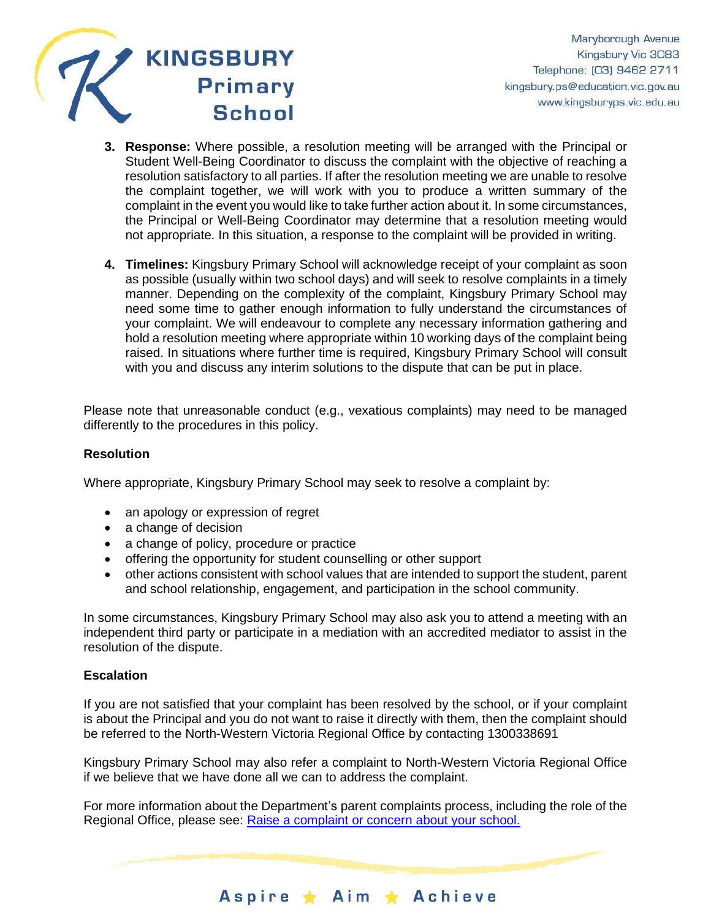3. **Response:** Where possible, a resolution meeting will be arranged with the Principal or Student Well-Being Coordinator to discuss the complaint with the objective of reaching a resolution satisfactory to all parties. If after the resolution meeting we are unable to resolve the complaint together, we will work with you to produce a written summary of the complaint in the event you would like to take further action about it. In some circumstances, the Principal or Well-Being Coordinator may determine that a resolution meeting would not appropriate. In this situation, a response to the complaint will be provided in writing.

4. **Timelines:** Kingsbury Primary School will acknowledge receipt of your complaint as soon as possible (usually within two school days) and will seek to resolve complaints in a timely manner. Depending on the complexity of the complaint, Kingsbury Primary School may need some time to gather enough information to fully understand the circumstances of your complaint. We will endeavour to complete any necessary information gathering and hold a resolution meeting where appropriate within 10 working days of the complaint being raised. In situations where further time is required, Kingsbury Primary School will consult with you and discuss any interim solutions to the dispute that can be put in place.

Please note that unreasonable conduct (e.g., vexatious complaints) may need to be managed differently to the procedures in this policy.

**Resolution**

Where appropriate, Kingsbury Primary School may seek to resolve a complaint by:

- an apology or expression of regret
- a change of decision
- a change of policy, procedure or practice
- offering the opportunity for student counselling or other support
- other actions consistent with school values that are intended to support the student, parent and school relationship, engagement, and participation in the school community.

In some circumstances, Kingsbury Primary School may also ask you to attend a meeting with an independent third party or participate in a mediation with an accredited mediator to assist in the resolution of the dispute.

**Escalation**

If you are not satisfied that your complaint has been resolved by the school, or if your complaint is about the Principal and you do not want to raise it directly with them, then the complaint should be referred to the North-Western Victoria Regional Office by contacting 1300338691

Kingsbury Primary School may also refer a complaint to North-Western Victoria Regional Office if we believe that we have done all we can to address the complaint.

For more information about the Department's parent complaints process, including the role of the Regional Office, please see: [Raise a complaint or concern about your school.]()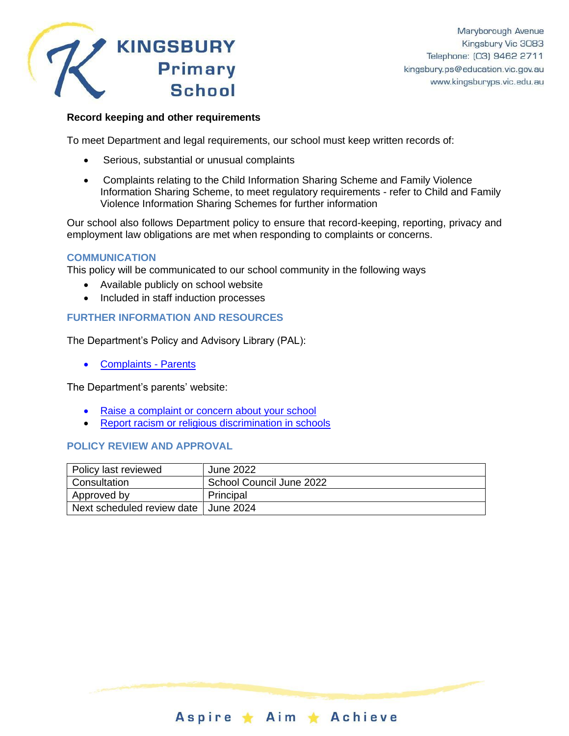**Record keeping and other requirements**

To meet Department and legal requirements, our school must keep written records of:

- Serious, substantial or unusual complaints
- Complaints relating to the Child Information Sharing Scheme and Family Violence Information Sharing Scheme, to meet regulatory requirements - refer to Child and Family Violence Information Sharing Schemes for further information

Our school also follows Department policy to ensure that record-keeping, reporting, privacy and employment law obligations are met when responding to complaints or concerns.

## COMMUNICATION

This policy will be communicated to our school community in the following ways

- Available publicly on school website
- Included in staff induction processes

## FURTHER INFORMATION AND RESOURCES

The Department's Policy and Advisory Library (PAL):

- Complaints - Parents

The Department's parents' website:

- Raise a complaint or concern about your school
- Report racism or religious discrimination in schools

## POLICY REVIEW AND APPROVAL

| | |
|---|---|
| Policy last reviewed | June 2022 |
| Consultation | School Council June 2022 |
| Approved by | Principal |
| Next scheduled review date | June 2024 |